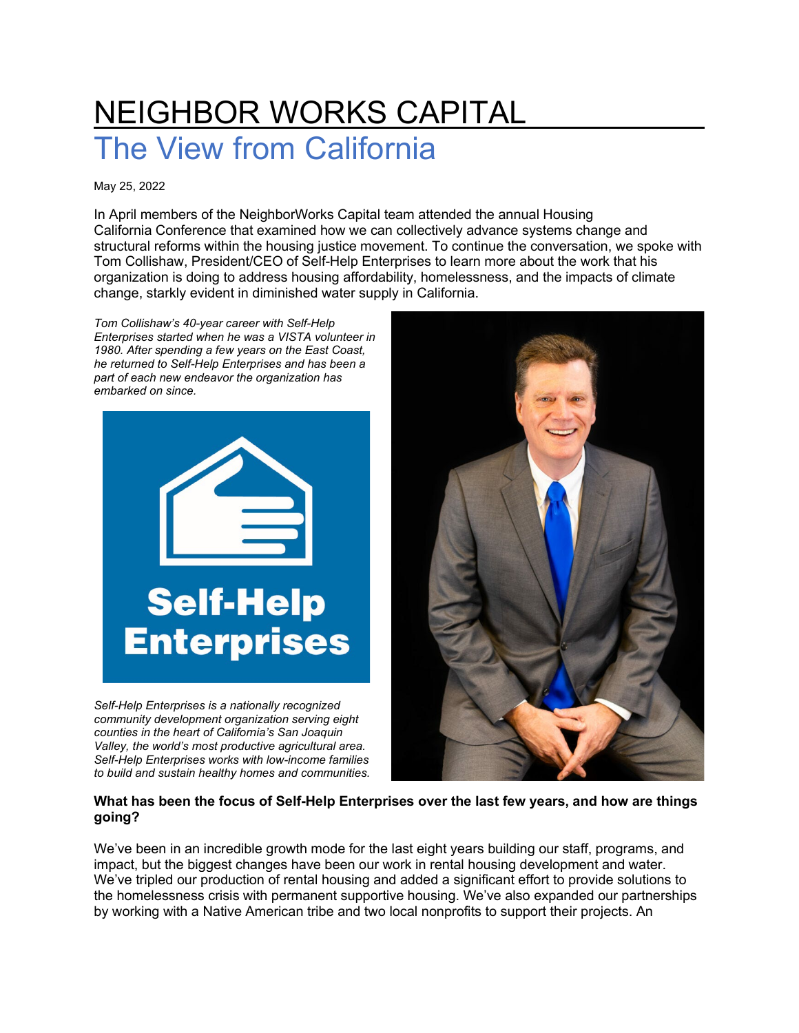# NEIGHBOR WORKS CAPITAL

## The View from California

May 25, 2022

In April members of the NeighborWorks Capital team attended the annual Housing California Conference that examined how we can collectively advance systems change and structural reforms within the housing justice movement. To continue the conversation, we spoke with Tom Collishaw, President/CEO of Self-Help Enterprises to learn more about the work that his organization is doing to address housing affordability, homelessness, and the impacts of climate change, starkly evident in diminished water supply in California.

*Tom Collishaw's 40-year career with Self-Help Enterprises started when he was a VISTA volunteer in 1980. After spending a few years on the East Coast, he returned to Self-Help Enterprises and has been a part of each new endeavor the organization has embarked on since.*

*Self-Help Enterprises is a nationally recognized community development organization serving eight counties in the heart of California's San Joaquin Valley, the world's most productive agricultural area. Self-Help Enterprises works with low-income families to build and sustain healthy homes and communities.*

**What has been the focus of Self-Help Enterprises over the last few years, and how are things going?**

We've been in an incredible growth mode for the last eight years building our staff, programs, and impact, but the biggest changes have been our work in rental housing development and water. We've tripled our production of rental housing and added a significant effort to provide solutions to the homelessness crisis with permanent supportive housing. We've also expanded our partnerships by working with a Native American tribe and two local nonprofits to support their projects. An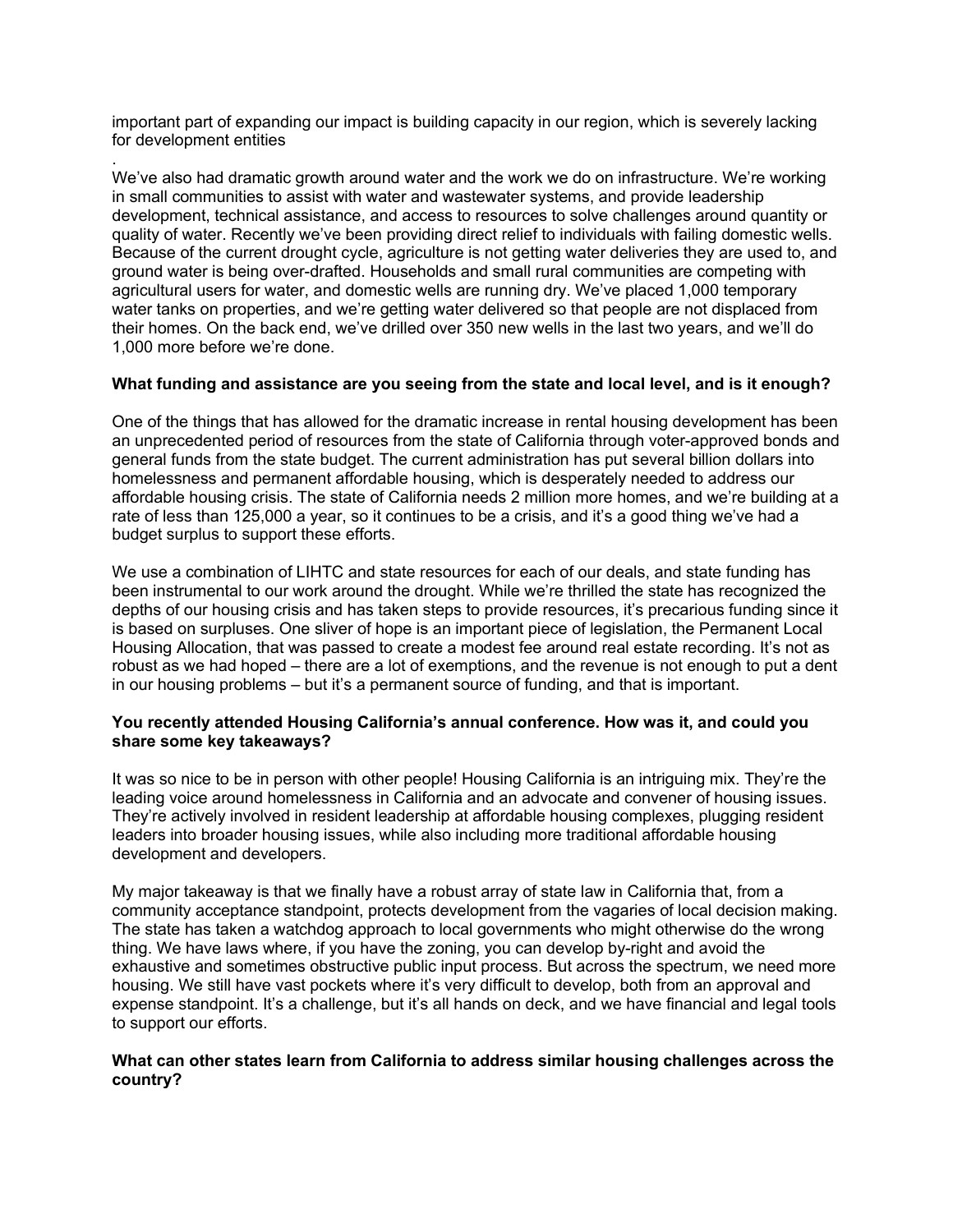important part of expanding our impact is building capacity in our region, which is severely lacking for development entities

.

We've also had dramatic growth around water and the work we do on infrastructure. We're working in small communities to assist with water and wastewater systems, and provide leadership development, technical assistance, and access to resources to solve challenges around quantity or quality of water. Recently we've been providing direct relief to individuals with failing domestic wells. Because of the current drought cycle, agriculture is not getting water deliveries they are used to, and ground water is being over-drafted. Households and small rural communities are competing with agricultural users for water, and domestic wells are running dry. We've placed 1,000 temporary water tanks on properties, and we're getting water delivered so that people are not displaced from their homes. On the back end, we've drilled over 350 new wells in the last two years, and we'll do 1,000 more before we're done.

**What funding and assistance are you seeing from the state and local level, and is it enough?**

One of the things that has allowed for the dramatic increase in rental housing development has been an unprecedented period of resources from the state of California through voter-approved bonds and general funds from the state budget. The current administration has put several billion dollars into homelessness and permanent affordable housing, which is desperately needed to address our affordable housing crisis. The state of California needs 2 million more homes, and we're building at a rate of less than 125,000 a year, so it continues to be a crisis, and it's a good thing we've had a budget surplus to support these efforts.

We use a combination of LIHTC and state resources for each of our deals, and state funding has been instrumental to our work around the drought. While we're thrilled the state has recognized the depths of our housing crisis and has taken steps to provide resources, it's precarious funding since it is based on surpluses. One sliver of hope is an important piece of legislation, the Permanent Local Housing Allocation, that was passed to create a modest fee around real estate recording. It's not as robust as we had hoped – there are a lot of exemptions, and the revenue is not enough to put a dent in our housing problems – but it's a permanent source of funding, and that is important.

**You recently attended Housing California's annual conference. How was it, and could you share some key takeaways?**

It was so nice to be in person with other people! Housing California is an intriguing mix. They're the leading voice around homelessness in California and an advocate and convener of housing issues. They're actively involved in resident leadership at affordable housing complexes, plugging resident leaders into broader housing issues, while also including more traditional affordable housing development and developers.

My major takeaway is that we finally have a robust array of state law in California that, from a community acceptance standpoint, protects development from the vagaries of local decision making. The state has taken a watchdog approach to local governments who might otherwise do the wrong thing. We have laws where, if you have the zoning, you can develop by-right and avoid the exhaustive and sometimes obstructive public input process. But across the spectrum, we need more housing. We still have vast pockets where it's very difficult to develop, both from an approval and expense standpoint. It's a challenge, but it's all hands on deck, and we have financial and legal tools to support our efforts.

**What can other states learn from California to address similar housing challenges across the country?**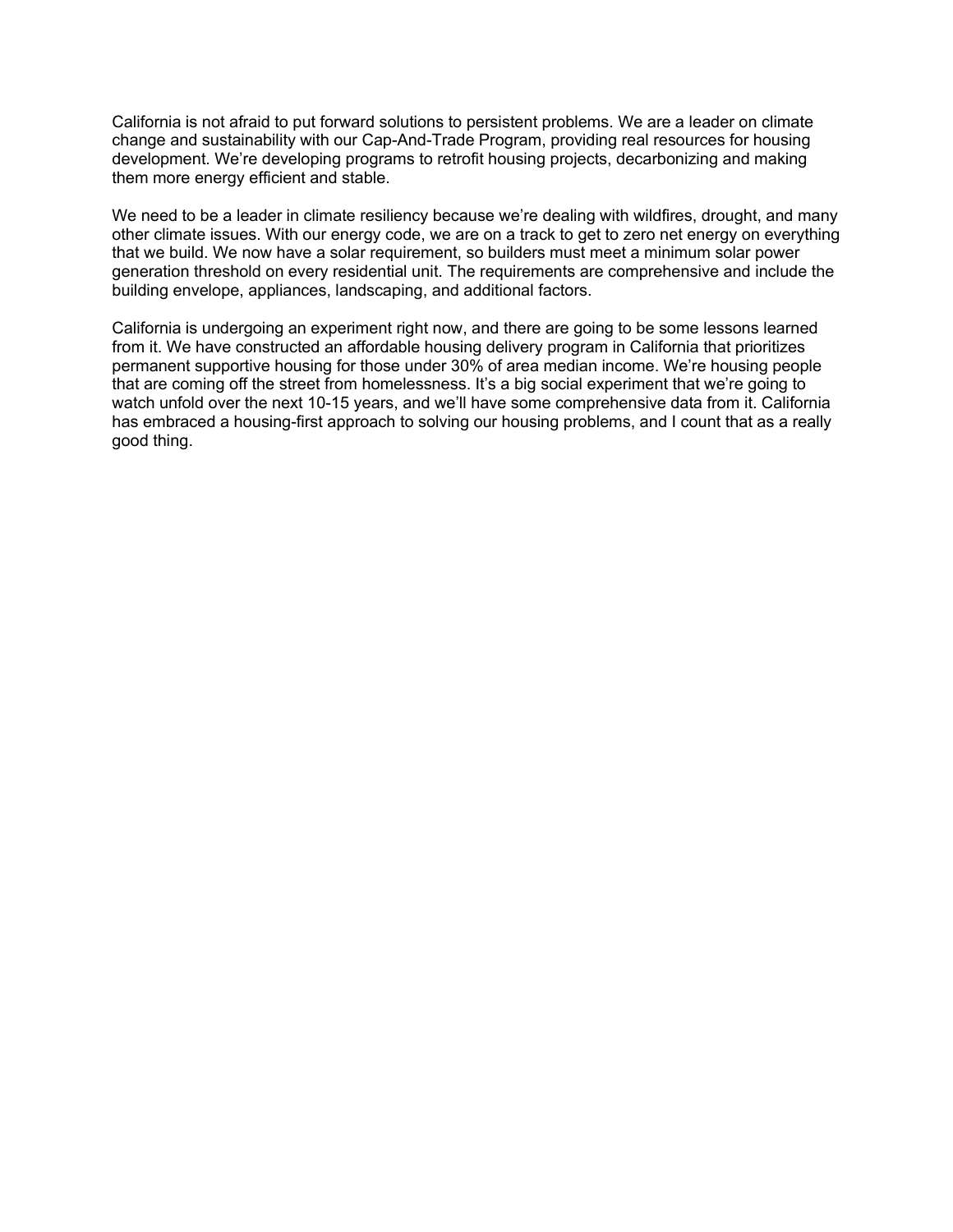California is not afraid to put forward solutions to persistent problems. We are a leader on climate change and sustainability with our Cap-And-Trade Program, providing real resources for housing development. We're developing programs to retrofit housing projects, decarbonizing and making them more energy efficient and stable.

We need to be a leader in climate resiliency because we're dealing with wildfires, drought, and many other climate issues. With our energy code, we are on a track to get to zero net energy on everything that we build. We now have a solar requirement, so builders must meet a minimum solar power generation threshold on every residential unit. The requirements are comprehensive and include the building envelope, appliances, landscaping, and additional factors.

California is undergoing an experiment right now, and there are going to be some lessons learned from it. We have constructed an affordable housing delivery program in California that prioritizes permanent supportive housing for those under 30% of area median income. We're housing people that are coming off the street from homelessness. It's a big social experiment that we're going to watch unfold over the next 10-15 years, and we'll have some comprehensive data from it. California has embraced a housing-first approach to solving our housing problems, and I count that as a really good thing.